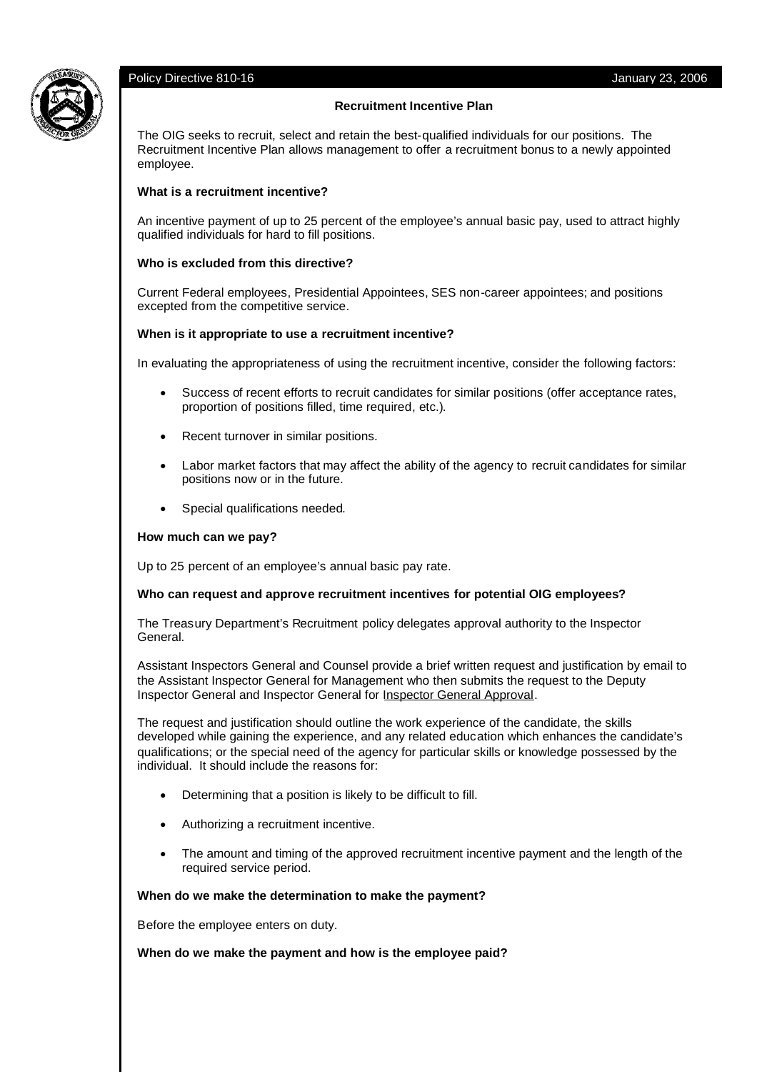Policy Directive 810-16 January 23, 2006

**Recruitment Incentive Plan**

The OIG seeks to recruit, select and retain the best-qualified individuals for our positions. The Recruitment Incentive Plan allows management to offer a recruitment bonus to a newly appointed employee.

**What is a recruitment incentive?**

An incentive payment of up to 25 percent of the employee's annual basic pay, used to attract highly qualified individuals for hard to fill positions.

**Who is excluded from this directive?**

Current Federal employees, Presidential Appointees, SES non-career appointees; and positions excepted from the competitive service.

**When is it appropriate to use a recruitment incentive?**

In evaluating the appropriateness of using the recruitment incentive, consider the following factors:

- Success of recent efforts to recruit candidates for similar positions (offer acceptance rates, proportion of positions filled, time required, etc.).
- Recent turnover in similar positions.
- Labor market factors that may affect the ability of the agency to recruit candidates for similar positions now or in the future.
- Special qualifications needed.

**How much can we pay?**

Up to 25 percent of an employee's annual basic pay rate.

**Who can request and approve recruitment incentives for potential OIG employees?**

The Treasury Department's Recruitment policy delegates approval authority to the Inspector General.

Assistant Inspectors General and Counsel provide a brief written request and justification by email to the Assistant Inspector General for Management who then submits the request to the Deputy Inspector General and Inspector General for Inspector General Approval.

The request and justification should outline the work experience of the candidate, the skills developed while gaining the experience, and any related education which enhances the candidate's qualifications; or the special need of the agency for particular skills or knowledge possessed by the individual. It should include the reasons for:

- Determining that a position is likely to be difficult to fill.
- Authorizing a recruitment incentive.
- The amount and timing of the approved recruitment incentive payment and the length of the required service period.

**When do we make the determination to make the payment?**

Before the employee enters on duty.

**When do we make the payment and how is the employee paid?**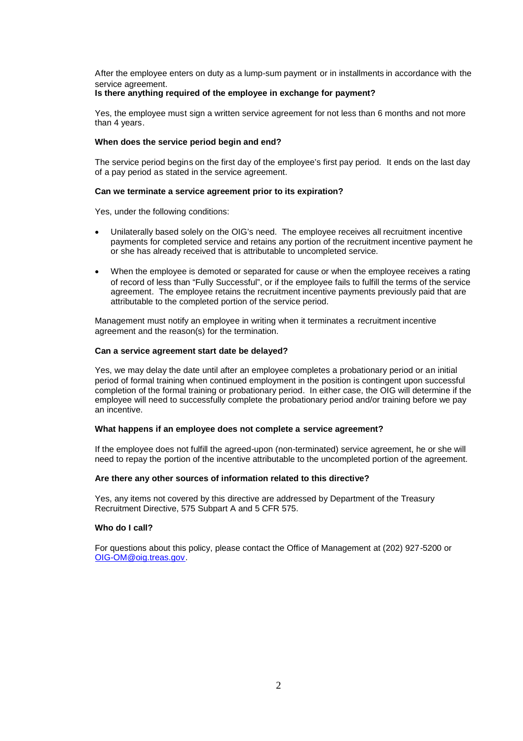After the employee enters on duty as a lump-sum payment or in installments in accordance with the service agreement.

**Is there anything required of the employee in exchange for payment?**

Yes, the employee must sign a written service agreement for not less than 6 months and not more than 4 years.

**When does the service period begin and end?**

The service period begins on the first day of the employee's first pay period. It ends on the last day of a pay period as stated in the service agreement.

**Can we terminate a service agreement prior to its expiration?**

Yes, under the following conditions:

- Unilaterally based solely on the OIG's need. The employee receives all recruitment incentive payments for completed service and retains any portion of the recruitment incentive payment he or she has already received that is attributable to uncompleted service.
- When the employee is demoted or separated for cause or when the employee receives a rating of record of less than "Fully Successful", or if the employee fails to fulfill the terms of the service agreement. The employee retains the recruitment incentive payments previously paid that are attributable to the completed portion of the service period.

Management must notify an employee in writing when it terminates a recruitment incentive agreement and the reason(s) for the termination.

**Can a service agreement start date be delayed?**

Yes, we may delay the date until after an employee completes a probationary period or an initial period of formal training when continued employment in the position is contingent upon successful completion of the formal training or probationary period. In either case, the OIG will determine if the employee will need to successfully complete the probationary period and/or training before we pay an incentive.

**What happens if an employee does not complete a service agreement?**

If the employee does not fulfill the agreed-upon (non-terminated) service agreement, he or she will need to repay the portion of the incentive attributable to the uncompleted portion of the agreement.

**Are there any other sources of information related to this directive?**

Yes, any items not covered by this directive are addressed by Department of the Treasury Recruitment Directive, 575 Subpart A and 5 CFR 575.

**Who do I call?**

For questions about this policy, please contact the Office of Management at (202) 927-5200 or [OIG-OM@oig.treas.gov](mailto:OIG-OM@oig.treas.gov).